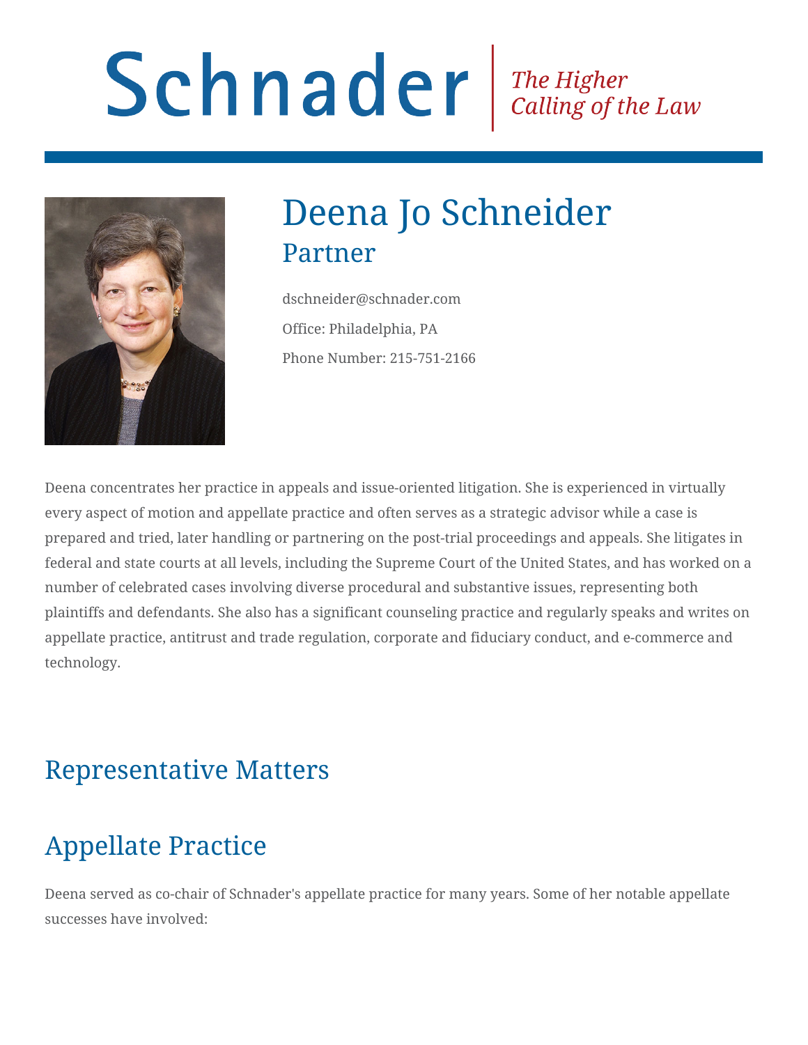# Schnader

*The Higher Calling of the Law*

# Deena Jo Schneider

## Partner

dschneider@schnader.com

Office: Philadelphia, PA

Phone Number: 215-751-2166

Deena concentrates her practice in appeals and issue-oriented litigation. She is experienced in virtually every aspect of motion and appellate practice and often serves as a strategic advisor while a case is prepared and tried, later handling or partnering on the post-trial proceedings and appeals. She litigates in federal and state courts at all levels, including the Supreme Court of the United States, and has worked on a number of celebrated cases involving diverse procedural and substantive issues, representing both plaintiffs and defendants. She also has a significant counseling practice and regularly speaks and writes on appellate practice, antitrust and trade regulation, corporate and fiduciary conduct, and e-commerce and technology.

## Representative Matters

## Appellate Practice

Deena served as co-chair of Schnader's appellate practice for many years. Some of her notable appellate successes have involved: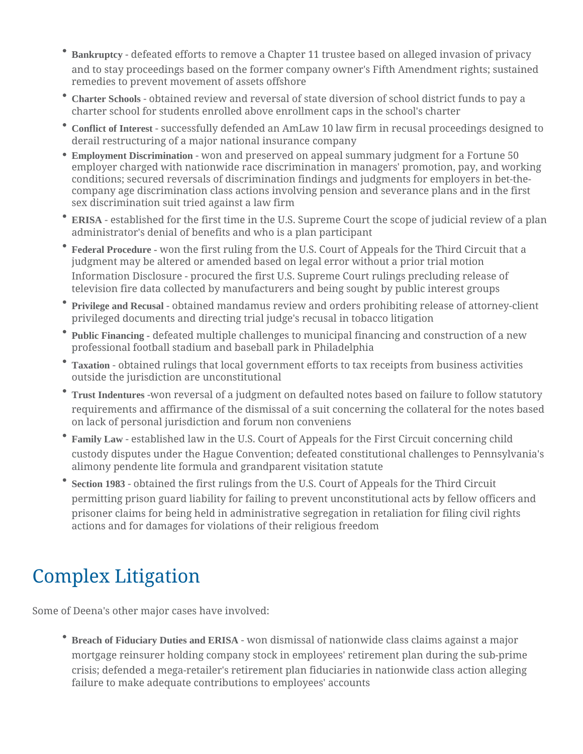- **Bankruptcy** - defeated efforts to remove a Chapter 11 trustee based on alleged invasion of privacy and to stay proceedings based on the former company owner's Fifth Amendment rights; sustained remedies to prevent movement of assets offshore
- **Charter Schools** - obtained review and reversal of state diversion of school district funds to pay a charter school for students enrolled above enrollment caps in the school's charter
- **Conflict of Interest** - successfully defended an AmLaw 10 law firm in recusal proceedings designed to derail restructuring of a major national insurance company
- **Employment Discrimination** - won and preserved on appeal summary judgment for a Fortune 50 employer charged with nationwide race discrimination in managers' promotion, pay, and working conditions; secured reversals of discrimination findings and judgments for employers in bet-the-company age discrimination class actions involving pension and severance plans and in the first sex discrimination suit tried against a law firm
- **ERISA** - established for the first time in the U.S. Supreme Court the scope of judicial review of a plan administrator's denial of benefits and who is a plan participant
- **Federal Procedure** - won the first ruling from the U.S. Court of Appeals for the Third Circuit that a judgment may be altered or amended based on legal error without a prior trial motion
  Information Disclosure - procured the first U.S. Supreme Court rulings precluding release of television fire data collected by manufacturers and being sought by public interest groups
- **Privilege and Recusal** - obtained mandamus review and orders prohibiting release of attorney-client privileged documents and directing trial judge's recusal in tobacco litigation
- **Public Financing** - defeated multiple challenges to municipal financing and construction of a new professional football stadium and baseball park in Philadelphia
- **Taxation** - obtained rulings that local government efforts to tax receipts from business activities outside the jurisdiction are unconstitutional
- **Trust Indentures** -won reversal of a judgment on defaulted notes based on failure to follow statutory requirements and affirmance of the dismissal of a suit concerning the collateral for the notes based on lack of personal jurisdiction and forum non conveniens
- **Family Law** - established law in the U.S. Court of Appeals for the First Circuit concerning child custody disputes under the Hague Convention; defeated constitutional challenges to Pennsylvania's alimony pendente lite formula and grandparent visitation statute
- **Section 1983** - obtained the first rulings from the U.S. Court of Appeals for the Third Circuit permitting prison guard liability for failing to prevent unconstitutional acts by fellow officers and prisoner claims for being held in administrative segregation in retaliation for filing civil rights actions and for damages for violations of their religious freedom

## Complex Litigation

Some of Deena's other major cases have involved:

- **Breach of Fiduciary Duties and ERISA** - won dismissal of nationwide class claims against a major mortgage reinsurer holding company stock in employees' retirement plan during the sub-prime crisis; defended a mega-retailer's retirement plan fiduciaries in nationwide class action alleging failure to make adequate contributions to employees' accounts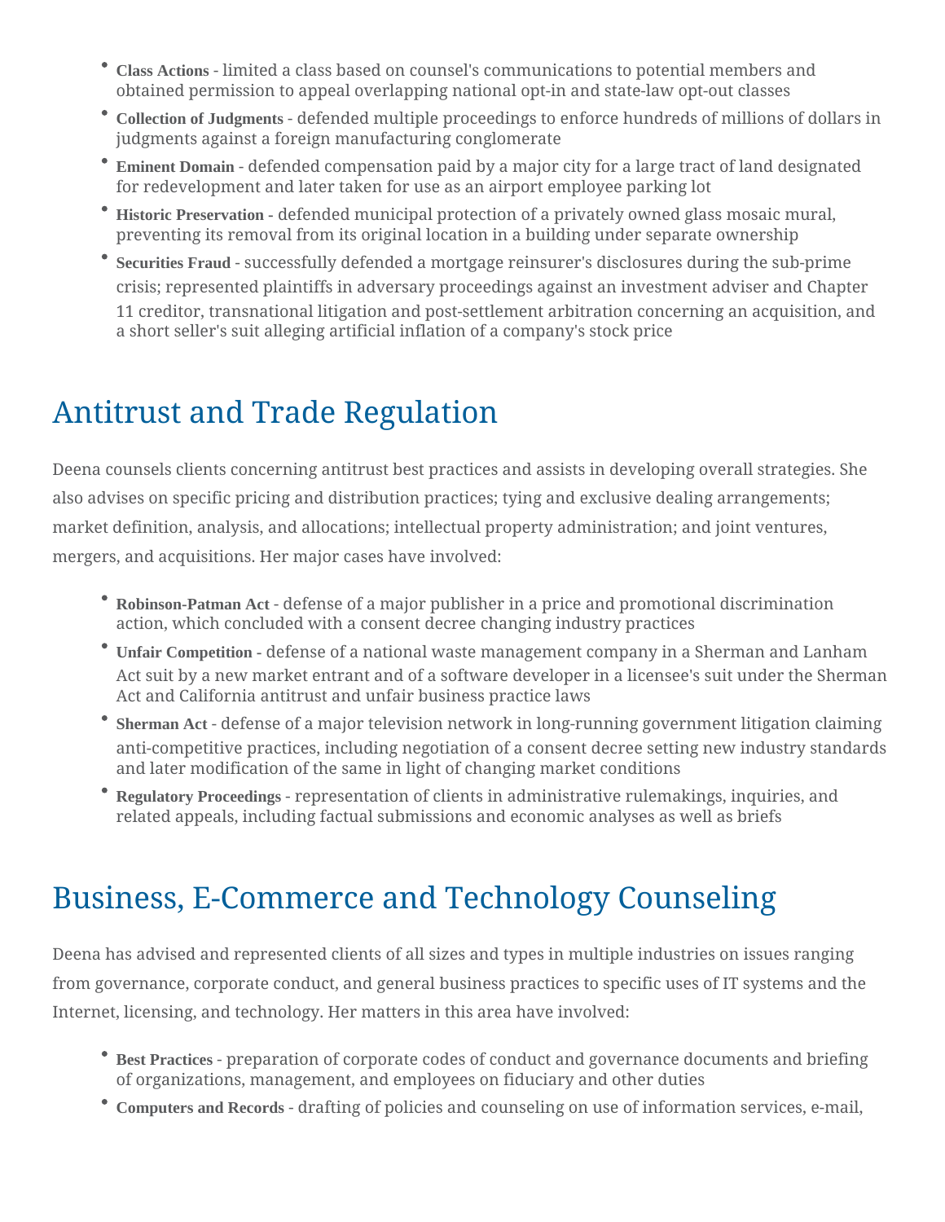- **Class Actions** - limited a class based on counsel's communications to potential members and obtained permission to appeal overlapping national opt-in and state-law opt-out classes
- **Collection of Judgments** - defended multiple proceedings to enforce hundreds of millions of dollars in judgments against a foreign manufacturing conglomerate
- **Eminent Domain** - defended compensation paid by a major city for a large tract of land designated for redevelopment and later taken for use as an airport employee parking lot
- **Historic Preservation** - defended municipal protection of a privately owned glass mosaic mural, preventing its removal from its original location in a building under separate ownership
- **Securities Fraud** - successfully defended a mortgage reinsurer's disclosures during the sub-prime crisis; represented plaintiffs in adversary proceedings against an investment adviser and Chapter 11 creditor, transnational litigation and post-settlement arbitration concerning an acquisition, and a short seller's suit alleging artificial inflation of a company's stock price

## Antitrust and Trade Regulation

Deena counsels clients concerning antitrust best practices and assists in developing overall strategies. She also advises on specific pricing and distribution practices; tying and exclusive dealing arrangements; market definition, analysis, and allocations; intellectual property administration; and joint ventures, mergers, and acquisitions. Her major cases have involved:

- **Robinson-Patman Act** - defense of a major publisher in a price and promotional discrimination action, which concluded with a consent decree changing industry practices
- **Unfair Competition** - defense of a national waste management company in a Sherman and Lanham Act suit by a new market entrant and of a software developer in a licensee's suit under the Sherman Act and California antitrust and unfair business practice laws
- **Sherman Act** - defense of a major television network in long-running government litigation claiming anti-competitive practices, including negotiation of a consent decree setting new industry standards and later modification of the same in light of changing market conditions
- **Regulatory Proceedings** - representation of clients in administrative rulemakings, inquiries, and related appeals, including factual submissions and economic analyses as well as briefs

## Business, E-Commerce and Technology Counseling

Deena has advised and represented clients of all sizes and types in multiple industries on issues ranging from governance, corporate conduct, and general business practices to specific uses of IT systems and the Internet, licensing, and technology. Her matters in this area have involved:

- **Best Practices** - preparation of corporate codes of conduct and governance documents and briefing of organizations, management, and employees on fiduciary and other duties
- **Computers and Records** - drafting of policies and counseling on use of information services, e-mail,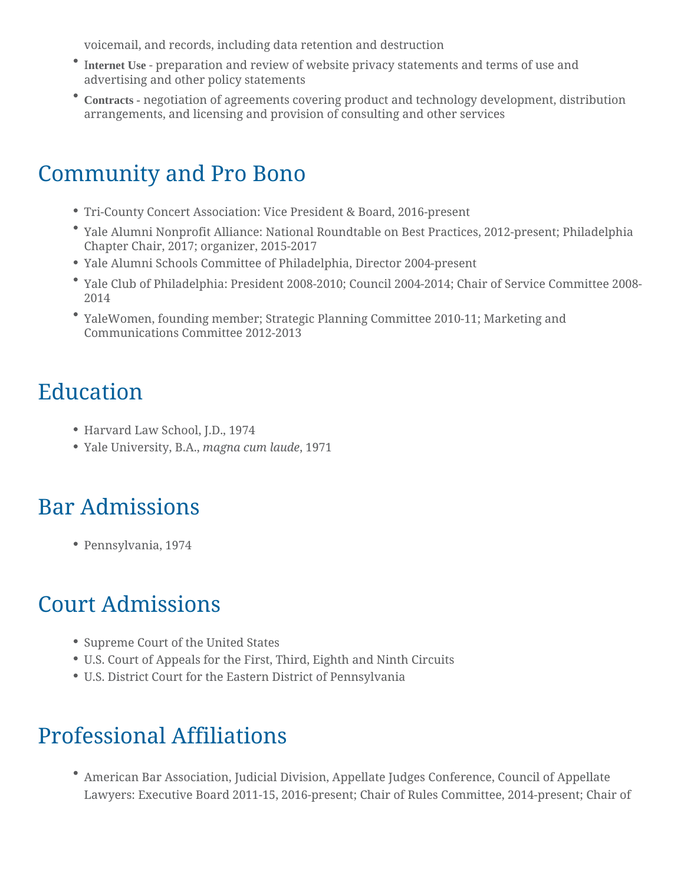voicemail, and records, including data retention and destruction

- **Internet Use** - preparation and review of website privacy statements and terms of use and advertising and other policy statements
- **Contracts** - negotiation of agreements covering product and technology development, distribution arrangements, and licensing and provision of consulting and other services

## Community and Pro Bono

- Tri-County Concert Association: Vice President & Board, 2016-present
- Yale Alumni Nonprofit Alliance: National Roundtable on Best Practices, 2012-present; Philadelphia Chapter Chair, 2017; organizer, 2015-2017
- Yale Alumni Schools Committee of Philadelphia, Director 2004-present
- Yale Club of Philadelphia: President 2008-2010; Council 2004-2014; Chair of Service Committee 2008-2014
- YaleWomen, founding member; Strategic Planning Committee 2010-11; Marketing and Communications Committee 2012-2013

## Education

- Harvard Law School, J.D., 1974
- Yale University, B.A., *magna cum laude*, 1971

## Bar Admissions

- Pennsylvania, 1974

## Court Admissions

- Supreme Court of the United States
- U.S. Court of Appeals for the First, Third, Eighth and Ninth Circuits
- U.S. District Court for the Eastern District of Pennsylvania

## Professional Affiliations

- American Bar Association, Judicial Division, Appellate Judges Conference, Council of Appellate Lawyers: Executive Board 2011-15, 2016-present; Chair of Rules Committee, 2014-present; Chair of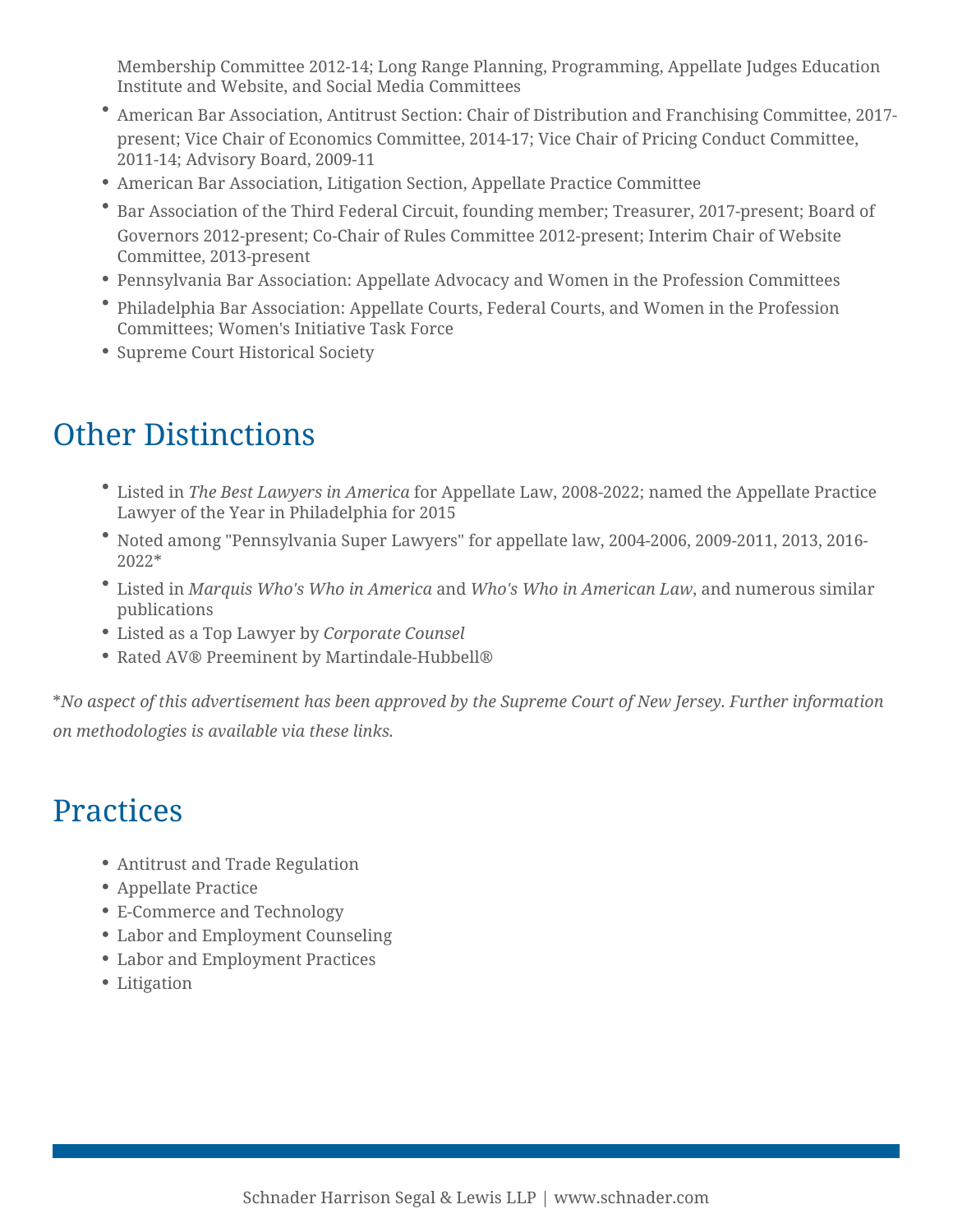Membership Committee 2012-14; Long Range Planning, Programming, Appellate Judges Education Institute and Website, and Social Media Committees

- American Bar Association, Antitrust Section: Chair of Distribution and Franchising Committee, 2017-present; Vice Chair of Economics Committee, 2014-17; Vice Chair of Pricing Conduct Committee, 2011-14; Advisory Board, 2009-11
- American Bar Association, Litigation Section, Appellate Practice Committee
- Bar Association of the Third Federal Circuit, founding member; Treasurer, 2017-present; Board of Governors 2012-present; Co-Chair of Rules Committee 2012-present; Interim Chair of Website Committee, 2013-present
- Pennsylvania Bar Association: Appellate Advocacy and Women in the Profession Committees
- Philadelphia Bar Association: Appellate Courts, Federal Courts, and Women in the Profession Committees; Women's Initiative Task Force
- Supreme Court Historical Society

## Other Distinctions

- Listed in *The Best Lawyers in America* for Appellate Law, 2008-2022; named the Appellate Practice Lawyer of the Year in Philadelphia for 2015
- Noted among "Pennsylvania Super Lawyers" for appellate law, 2004-2006, 2009-2011, 2013, 2016-2022*
- Listed in *Marquis Who's Who in America* and *Who's Who in American Law*, and numerous similar publications
- Listed as a Top Lawyer by *Corporate Counsel*
- Rated AV® Preeminent by Martindale-Hubbell®

**No aspect of this advertisement has been approved by the Supreme Court of New Jersey. Further information on methodologies is available via these links.*

## Practices

- Antitrust and Trade Regulation
- Appellate Practice
- E-Commerce and Technology
- Labor and Employment Counseling
- Labor and Employment Practices
- Litigation